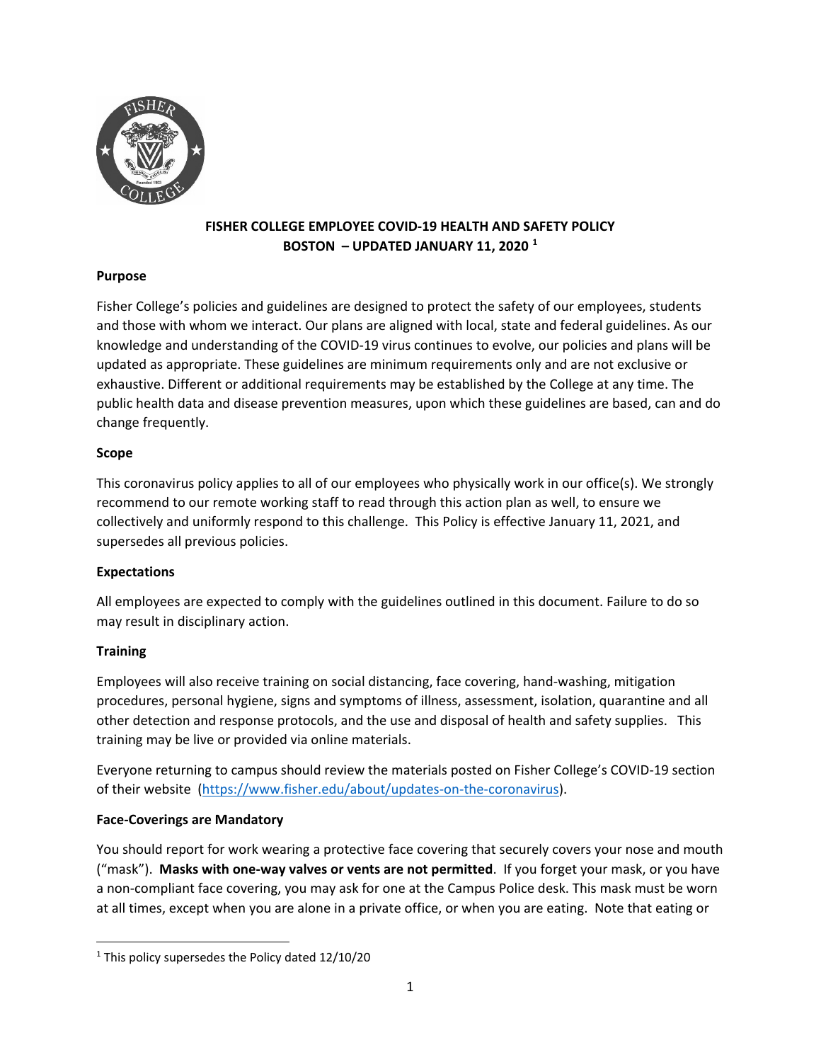# FISHER COLLEGE EMPLOYEE COVID-19 HEALTH AND SAFETY POLICY
## BOSTON – UPDATED JANUARY 11, 2020 [1]

**Purpose**

Fisher College's policies and guidelines are designed to protect the safety of our employees, students and those with whom we interact. Our plans are aligned with local, state and federal guidelines. As our knowledge and understanding of the COVID-19 virus continues to evolve, our policies and plans will be updated as appropriate. These guidelines are minimum requirements only and are not exclusive or exhaustive. Different or additional requirements may be established by the College at any time. The public health data and disease prevention measures, upon which these guidelines are based, can and do change frequently.

**Scope**

This coronavirus policy applies to all of our employees who physically work in our office(s). We strongly recommend to our remote working staff to read through this action plan as well, to ensure we collectively and uniformly respond to this challenge. This Policy is effective January 11, 2021, and supersedes all previous policies.

**Expectations**

All employees are expected to comply with the guidelines outlined in this document. Failure to do so may result in disciplinary action.

**Training**

Employees will also receive training on social distancing, face covering, hand-washing, mitigation procedures, personal hygiene, signs and symptoms of illness, assessment, isolation, quarantine and all other detection and response protocols, and the use and disposal of health and safety supplies. This training may be live or provided via online materials.

Everyone returning to campus should review the materials posted on Fisher College's COVID-19 section of their website (https://www.fisher.edu/about/updates-on-the-coronavirus).

**Face-Coverings are Mandatory**

You should report for work wearing a protective face covering that securely covers your nose and mouth ("mask"). **Masks with one-way valves or vents are not permitted**. If you forget your mask, or you have a non-compliant face covering, you may ask for one at the Campus Police desk. This mask must be worn at all times, except when you are alone in a private office, or when you are eating. Note that eating or

[1] This policy supersedes the Policy dated 12/10/20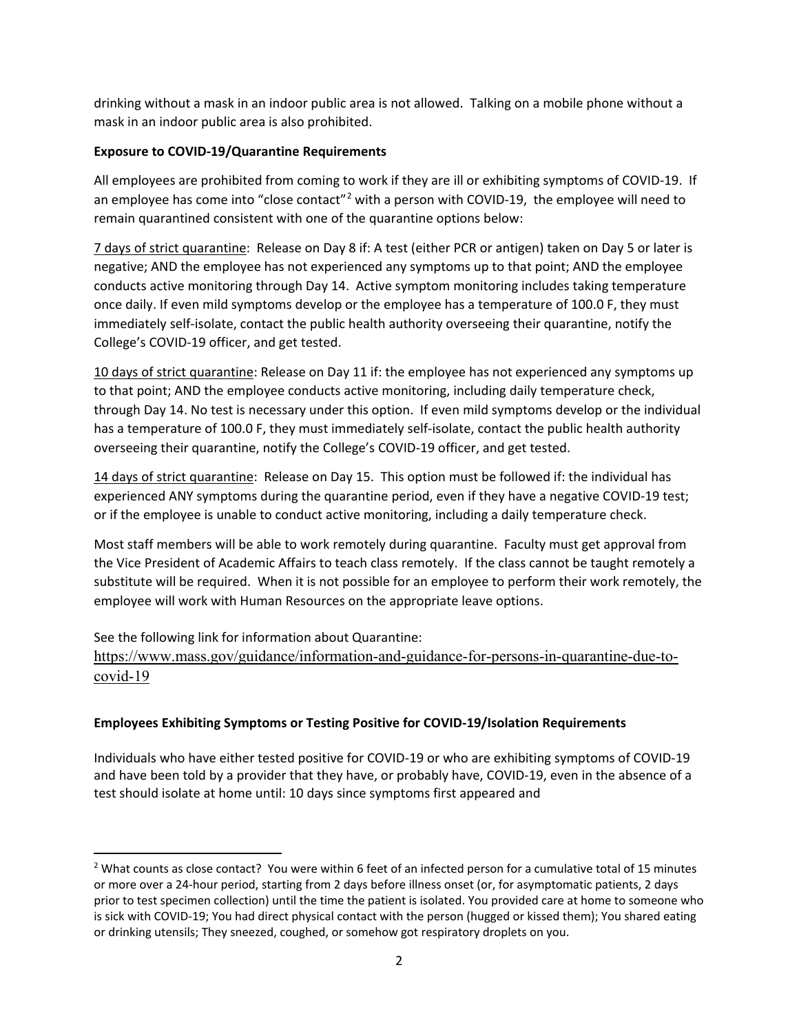drinking without a mask in an indoor public area is not allowed. Talking on a mobile phone without a mask in an indoor public area is also prohibited.

**Exposure to COVID-19/Quarantine Requirements**

All employees are prohibited from coming to work if they are ill or exhibiting symptoms of COVID-19. If an employee has come into "close contact"[2] with a person with COVID-19, the employee will need to remain quarantined consistent with one of the quarantine options below:

<u>7 days of strict quarantine</u>: Release on Day 8 if: A test (either PCR or antigen) taken on Day 5 or later is negative; AND the employee has not experienced any symptoms up to that point; AND the employee conducts active monitoring through Day 14. Active symptom monitoring includes taking temperature once daily. If even mild symptoms develop or the employee has a temperature of 100.0 F, they must immediately self-isolate, contact the public health authority overseeing their quarantine, notify the College's COVID-19 officer, and get tested.

<u>10 days of strict quarantine</u>: Release on Day 11 if: the employee has not experienced any symptoms up to that point; AND the employee conducts active monitoring, including daily temperature check, through Day 14. No test is necessary under this option. If even mild symptoms develop or the individual has a temperature of 100.0 F, they must immediately self-isolate, contact the public health authority overseeing their quarantine, notify the College's COVID-19 officer, and get tested.

<u>14 days of strict quarantine</u>: Release on Day 15. This option must be followed if: the individual has experienced ANY symptoms during the quarantine period, even if they have a negative COVID-19 test; or if the employee is unable to conduct active monitoring, including a daily temperature check.

Most staff members will be able to work remotely during quarantine. Faculty must get approval from the Vice President of Academic Affairs to teach class remotely. If the class cannot be taught remotely a substitute will be required. When it is not possible for an employee to perform their work remotely, the employee will work with Human Resources on the appropriate leave options.

See the following link for information about Quarantine:
https://www.mass.gov/guidance/information-and-guidance-for-persons-in-quarantine-due-to-covid-19

**Employees Exhibiting Symptoms or Testing Positive for COVID-19/Isolation Requirements**

Individuals who have either tested positive for COVID-19 or who are exhibiting symptoms of COVID-19 and have been told by a provider that they have, or probably have, COVID-19, even in the absence of a test should isolate at home until: 10 days since symptoms first appeared and

[2] What counts as close contact? You were within 6 feet of an infected person for a cumulative total of 15 minutes or more over a 24-hour period, starting from 2 days before illness onset (or, for asymptomatic patients, 2 days prior to test specimen collection) until the time the patient is isolated. You provided care at home to someone who is sick with COVID-19; You had direct physical contact with the person (hugged or kissed them); You shared eating or drinking utensils; They sneezed, coughed, or somehow got respiratory droplets on you.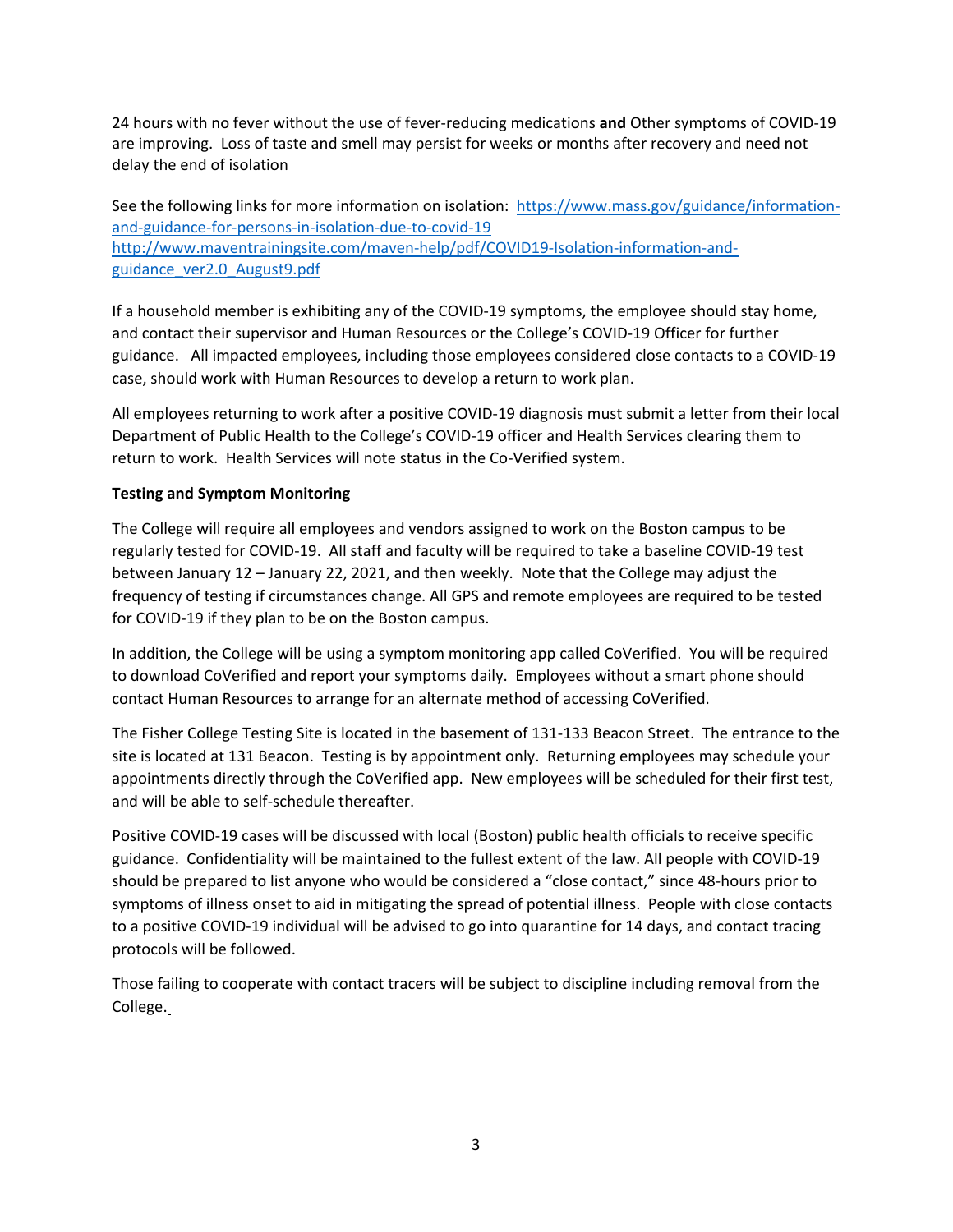24 hours with no fever without the use of fever-reducing medications **and** Other symptoms of COVID-19 are improving. Loss of taste and smell may persist for weeks or months after recovery and need not delay the end of isolation

See the following links for more information on isolation: [https://www.mass.gov/guidance/information-and-guidance-for-persons-in-isolation-due-to-covid-19](https://www.mass.gov/guidance/information-and-guidance-for-persons-in-isolation-due-to-covid-19)
[http://www.maventrainingsite.com/maven-help/pdf/COVID19-Isolation-information-and-guidance_ver2.0_August9.pdf](http://www.maventrainingsite.com/maven-help/pdf/COVID19-Isolation-information-and-guidance_ver2.0_August9.pdf)

If a household member is exhibiting any of the COVID-19 symptoms, the employee should stay home, and contact their supervisor and Human Resources or the College's COVID-19 Officer for further guidance. All impacted employees, including those employees considered close contacts to a COVID-19 case, should work with Human Resources to develop a return to work plan.

All employees returning to work after a positive COVID-19 diagnosis must submit a letter from their local Department of Public Health to the College's COVID-19 officer and Health Services clearing them to return to work. Health Services will note status in the Co-Verified system.

**Testing and Symptom Monitoring**

The College will require all employees and vendors assigned to work on the Boston campus to be regularly tested for COVID-19. All staff and faculty will be required to take a baseline COVID-19 test between January 12 – January 22, 2021, and then weekly. Note that the College may adjust the frequency of testing if circumstances change. All GPS and remote employees are required to be tested for COVID-19 if they plan to be on the Boston campus.

In addition, the College will be using a symptom monitoring app called CoVerified. You will be required to download CoVerified and report your symptoms daily. Employees without a smart phone should contact Human Resources to arrange for an alternate method of accessing CoVerified.

The Fisher College Testing Site is located in the basement of 131-133 Beacon Street. The entrance to the site is located at 131 Beacon. Testing is by appointment only. Returning employees may schedule your appointments directly through the CoVerified app. New employees will be scheduled for their first test, and will be able to self-schedule thereafter.

Positive COVID-19 cases will be discussed with local (Boston) public health officials to receive specific guidance. Confidentiality will be maintained to the fullest extent of the law. All people with COVID-19 should be prepared to list anyone who would be considered a "close contact," since 48-hours prior to symptoms of illness onset to aid in mitigating the spread of potential illness. People with close contacts to a positive COVID-19 individual will be advised to go into quarantine for 14 days, and contact tracing protocols will be followed.

Those failing to cooperate with contact tracers will be subject to discipline including removal from the College.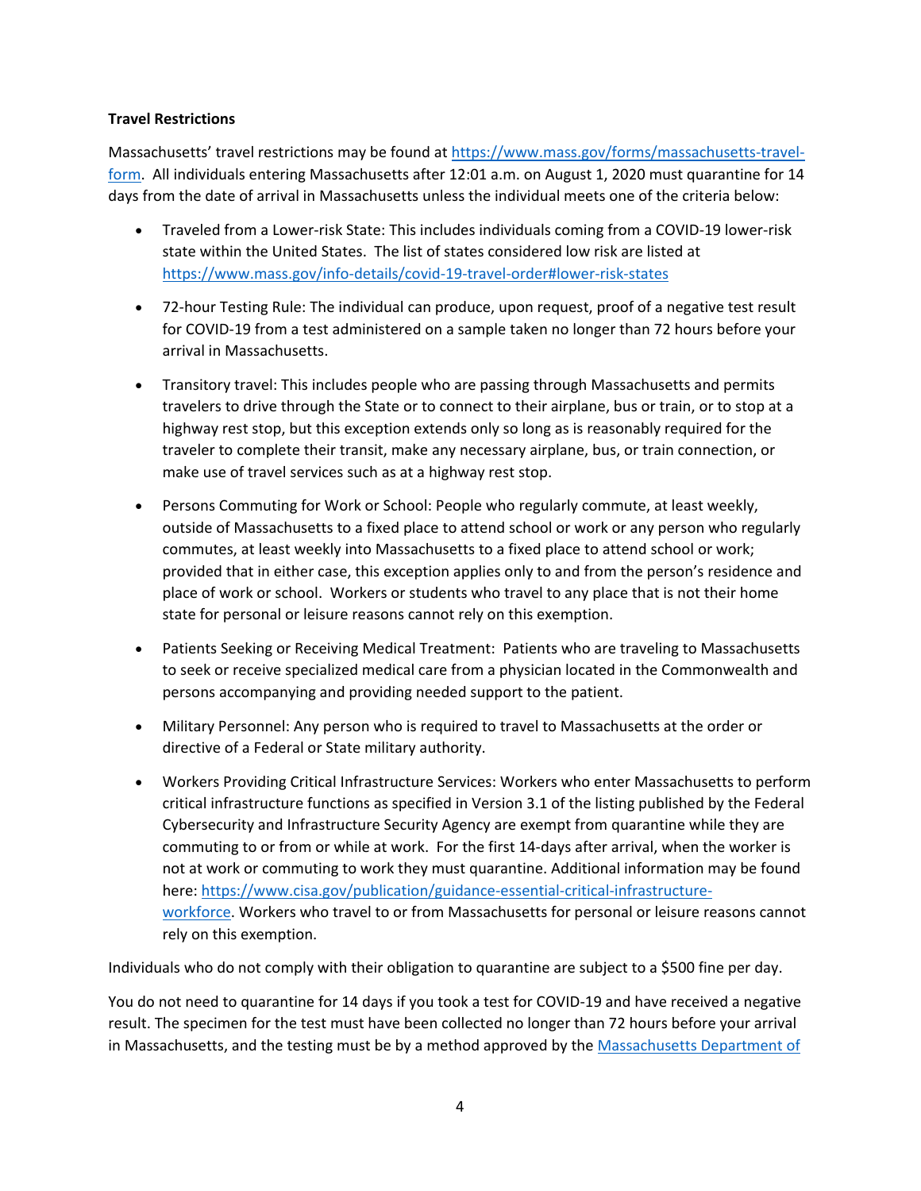**Travel Restrictions**

Massachusetts' travel restrictions may be found at [https://www.mass.gov/forms/massachusetts-travel-form](https://www.mass.gov/forms/massachusetts-travel-form). All individuals entering Massachusetts after 12:01 a.m. on August 1, 2020 must quarantine for 14 days from the date of arrival in Massachusetts unless the individual meets one of the criteria below:

- Traveled from a Lower-risk State: This includes individuals coming from a COVID-19 lower-risk state within the United States. The list of states considered low risk are listed at [https://www.mass.gov/info-details/covid-19-travel-order#lower-risk-states](https://www.mass.gov/info-details/covid-19-travel-order#lower-risk-states)

- 72-hour Testing Rule: The individual can produce, upon request, proof of a negative test result for COVID-19 from a test administered on a sample taken no longer than 72 hours before your arrival in Massachusetts.

- Transitory travel: This includes people who are passing through Massachusetts and permits travelers to drive through the State or to connect to their airplane, bus or train, or to stop at a highway rest stop, but this exception extends only so long as is reasonably required for the traveler to complete their transit, make any necessary airplane, bus, or train connection, or make use of travel services such as at a highway rest stop.

- Persons Commuting for Work or School: People who regularly commute, at least weekly, outside of Massachusetts to a fixed place to attend school or work or any person who regularly commutes, at least weekly into Massachusetts to a fixed place to attend school or work; provided that in either case, this exception applies only to and from the person's residence and place of work or school. Workers or students who travel to any place that is not their home state for personal or leisure reasons cannot rely on this exemption.

- Patients Seeking or Receiving Medical Treatment: Patients who are traveling to Massachusetts to seek or receive specialized medical care from a physician located in the Commonwealth and persons accompanying and providing needed support to the patient.

- Military Personnel: Any person who is required to travel to Massachusetts at the order or directive of a Federal or State military authority.

- Workers Providing Critical Infrastructure Services: Workers who enter Massachusetts to perform critical infrastructure functions as specified in Version 3.1 of the listing published by the Federal Cybersecurity and Infrastructure Security Agency are exempt from quarantine while they are commuting to or from or while at work. For the first 14-days after arrival, when the worker is not at work or commuting to work they must quarantine. Additional information may be found here: [https://www.cisa.gov/publication/guidance-essential-critical-infrastructure-workforce](https://www.cisa.gov/publication/guidance-essential-critical-infrastructure-workforce). Workers who travel to or from Massachusetts for personal or leisure reasons cannot rely on this exemption.

Individuals who do not comply with their obligation to quarantine are subject to a $500 fine per day.

You do not need to quarantine for 14 days if you took a test for COVID-19 and have received a negative result. The specimen for the test must have been collected no longer than 72 hours before your arrival in Massachusetts, and the testing must be by a method approved by the Massachusetts Department of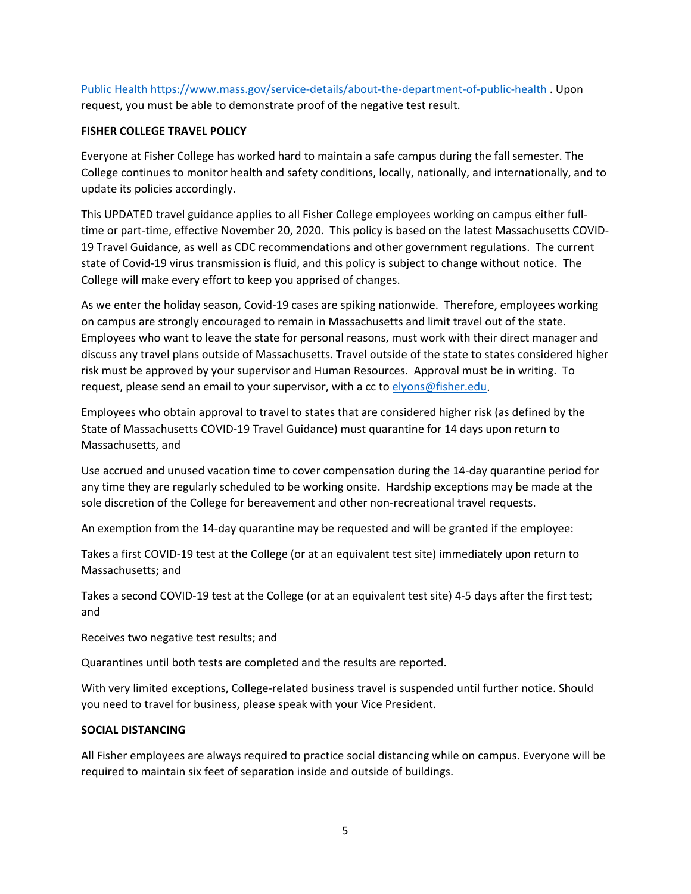Public Health https://www.mass.gov/service-details/about-the-department-of-public-health . Upon request, you must be able to demonstrate proof of the negative test result.

**FISHER COLLEGE TRAVEL POLICY**

Everyone at Fisher College has worked hard to maintain a safe campus during the fall semester. The College continues to monitor health and safety conditions, locally, nationally, and internationally, and to update its policies accordingly.

This UPDATED travel guidance applies to all Fisher College employees working on campus either full-time or part-time, effective November 20, 2020. This policy is based on the latest Massachusetts COVID-19 Travel Guidance, as well as CDC recommendations and other government regulations. The current state of Covid-19 virus transmission is fluid, and this policy is subject to change without notice. The College will make every effort to keep you apprised of changes.

As we enter the holiday season, Covid-19 cases are spiking nationwide. Therefore, employees working on campus are strongly encouraged to remain in Massachusetts and limit travel out of the state. Employees who want to leave the state for personal reasons, must work with their direct manager and discuss any travel plans outside of Massachusetts. Travel outside of the state to states considered higher risk must be approved by your supervisor and Human Resources. Approval must be in writing. To request, please send an email to your supervisor, with a cc to elyons@fisher.edu.

Employees who obtain approval to travel to states that are considered higher risk (as defined by the State of Massachusetts COVID-19 Travel Guidance) must quarantine for 14 days upon return to Massachusetts, and

Use accrued and unused vacation time to cover compensation during the 14-day quarantine period for any time they are regularly scheduled to be working onsite. Hardship exceptions may be made at the sole discretion of the College for bereavement and other non-recreational travel requests.

An exemption from the 14-day quarantine may be requested and will be granted if the employee:

Takes a first COVID-19 test at the College (or at an equivalent test site) immediately upon return to Massachusetts; and

Takes a second COVID-19 test at the College (or at an equivalent test site) 4-5 days after the first test; and

Receives two negative test results; and

Quarantines until both tests are completed and the results are reported.

With very limited exceptions, College-related business travel is suspended until further notice. Should you need to travel for business, please speak with your Vice President.

**SOCIAL DISTANCING**

All Fisher employees are always required to practice social distancing while on campus. Everyone will be required to maintain six feet of separation inside and outside of buildings.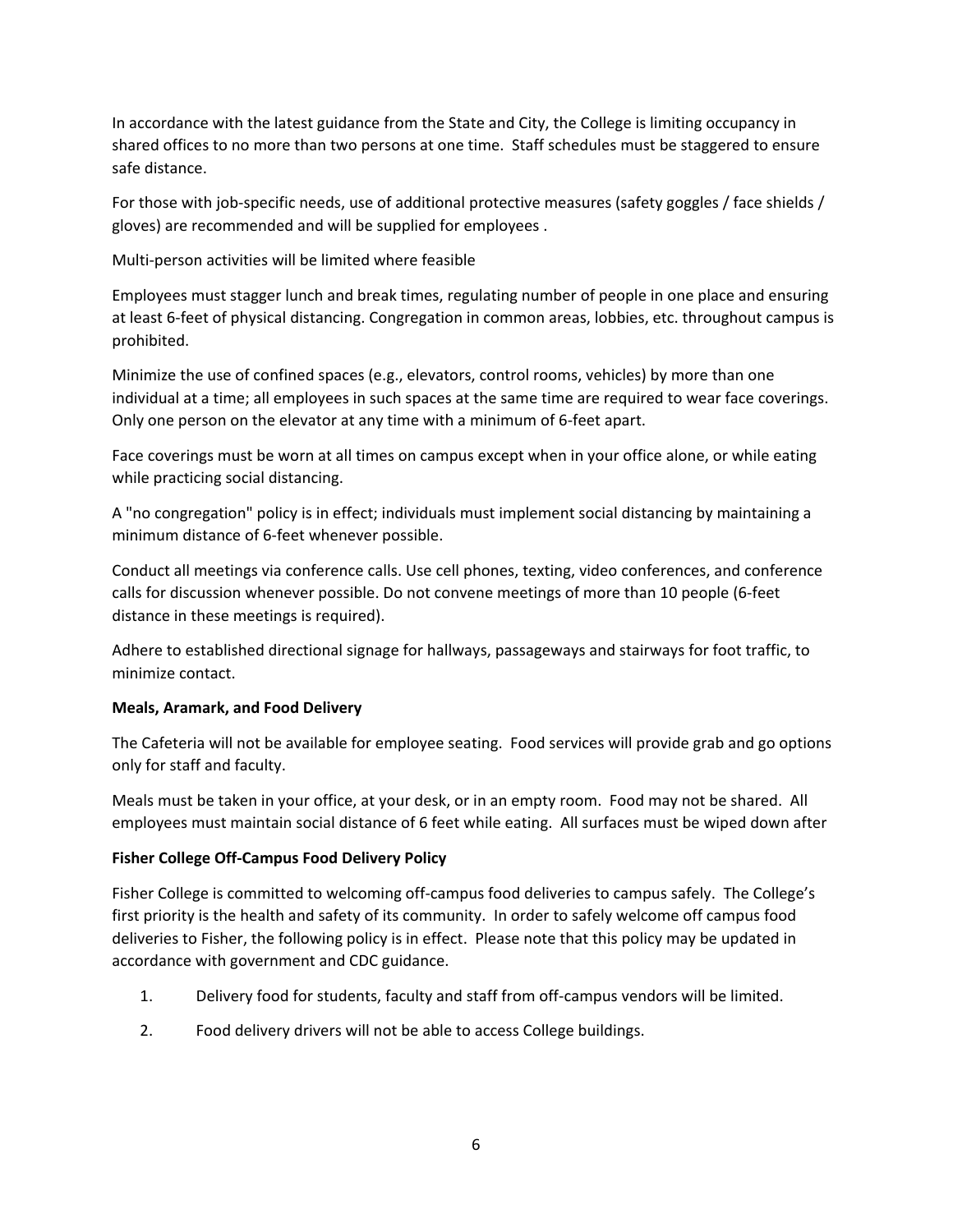In accordance with the latest guidance from the State and City, the College is limiting occupancy in shared offices to no more than two persons at one time. Staff schedules must be staggered to ensure safe distance.

For those with job-specific needs, use of additional protective measures (safety goggles / face shields / gloves) are recommended and will be supplied for employees .

Multi-person activities will be limited where feasible

Employees must stagger lunch and break times, regulating number of people in one place and ensuring at least 6-feet of physical distancing. Congregation in common areas, lobbies, etc. throughout campus is prohibited.

Minimize the use of confined spaces (e.g., elevators, control rooms, vehicles) by more than one individual at a time; all employees in such spaces at the same time are required to wear face coverings. Only one person on the elevator at any time with a minimum of 6-feet apart.

Face coverings must be worn at all times on campus except when in your office alone, or while eating while practicing social distancing.

A "no congregation" policy is in effect; individuals must implement social distancing by maintaining a minimum distance of 6-feet whenever possible.

Conduct all meetings via conference calls. Use cell phones, texting, video conferences, and conference calls for discussion whenever possible. Do not convene meetings of more than 10 people (6-feet distance in these meetings is required).

Adhere to established directional signage for hallways, passageways and stairways for foot traffic, to minimize contact.

**Meals, Aramark, and Food Delivery**

The Cafeteria will not be available for employee seating. Food services will provide grab and go options only for staff and faculty.

Meals must be taken in your office, at your desk, or in an empty room. Food may not be shared. All employees must maintain social distance of 6 feet while eating. All surfaces must be wiped down after

**Fisher College Off-Campus Food Delivery Policy**

Fisher College is committed to welcoming off-campus food deliveries to campus safely. The College's first priority is the health and safety of its community. In order to safely welcome off campus food deliveries to Fisher, the following policy is in effect. Please note that this policy may be updated in accordance with government and CDC guidance.

1. Delivery food for students, faculty and staff from off-campus vendors will be limited.
2. Food delivery drivers will not be able to access College buildings.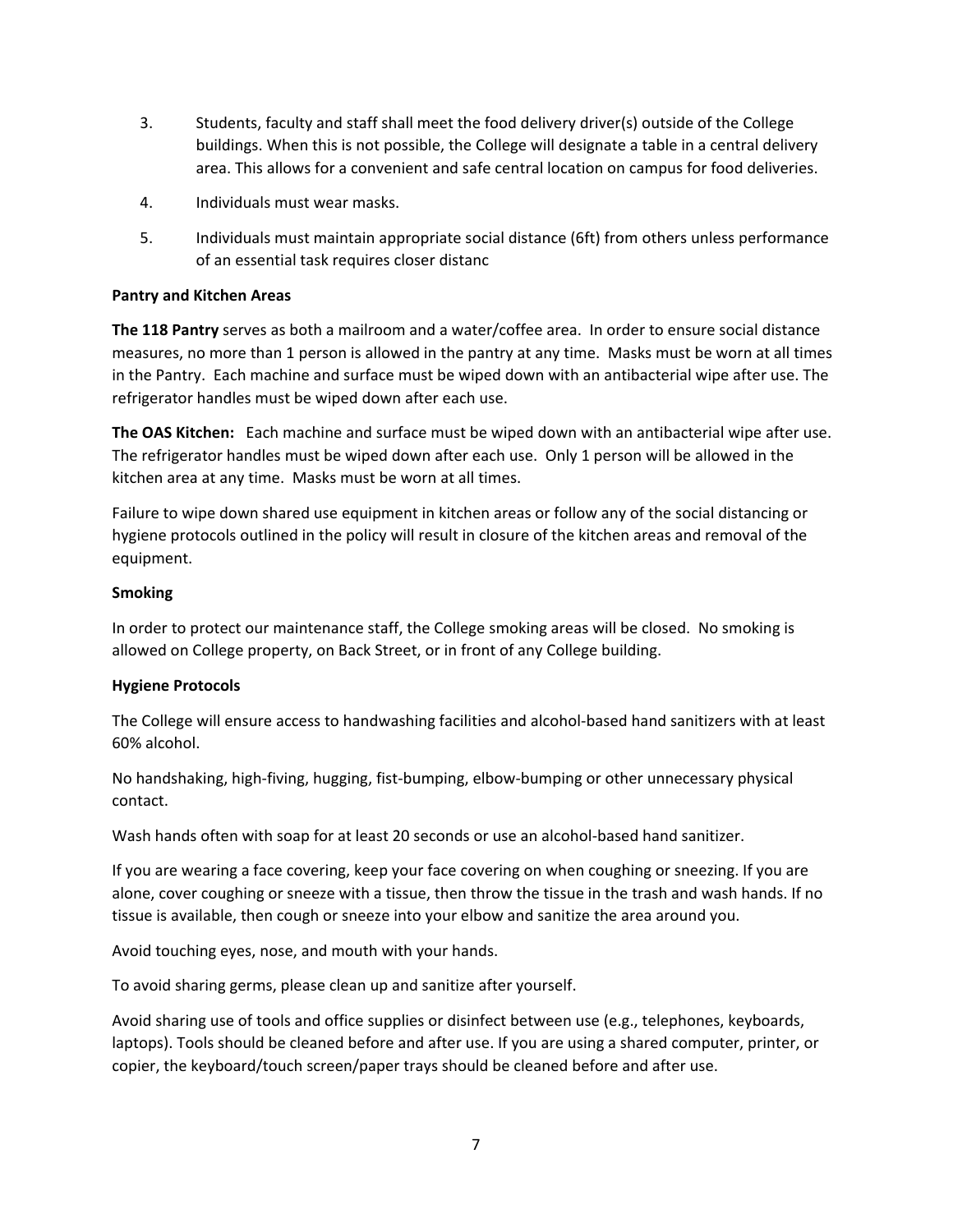3. Students, faculty and staff shall meet the food delivery driver(s) outside of the College buildings. When this is not possible, the College will designate a table in a central delivery area. This allows for a convenient and safe central location on campus for food deliveries.
4. Individuals must wear masks.
5. Individuals must maintain appropriate social distance (6ft) from others unless performance of an essential task requires closer distanc

**Pantry and Kitchen Areas**

**The 118 Pantry** serves as both a mailroom and a water/coffee area. In order to ensure social distance measures, no more than 1 person is allowed in the pantry at any time. Masks must be worn at all times in the Pantry. Each machine and surface must be wiped down with an antibacterial wipe after use. The refrigerator handles must be wiped down after each use.

**The OAS Kitchen:** Each machine and surface must be wiped down with an antibacterial wipe after use. The refrigerator handles must be wiped down after each use. Only 1 person will be allowed in the kitchen area at any time. Masks must be worn at all times.

Failure to wipe down shared use equipment in kitchen areas or follow any of the social distancing or hygiene protocols outlined in the policy will result in closure of the kitchen areas and removal of the equipment.

**Smoking**

In order to protect our maintenance staff, the College smoking areas will be closed. No smoking is allowed on College property, on Back Street, or in front of any College building.

**Hygiene Protocols**

The College will ensure access to handwashing facilities and alcohol-based hand sanitizers with at least 60% alcohol.

No handshaking, high-fiving, hugging, fist-bumping, elbow-bumping or other unnecessary physical contact.

Wash hands often with soap for at least 20 seconds or use an alcohol-based hand sanitizer.

If you are wearing a face covering, keep your face covering on when coughing or sneezing. If you are alone, cover coughing or sneeze with a tissue, then throw the tissue in the trash and wash hands. If no tissue is available, then cough or sneeze into your elbow and sanitize the area around you.

Avoid touching eyes, nose, and mouth with your hands.

To avoid sharing germs, please clean up and sanitize after yourself.

Avoid sharing use of tools and office supplies or disinfect between use (e.g., telephones, keyboards, laptops). Tools should be cleaned before and after use. If you are using a shared computer, printer, or copier, the keyboard/touch screen/paper trays should be cleaned before and after use.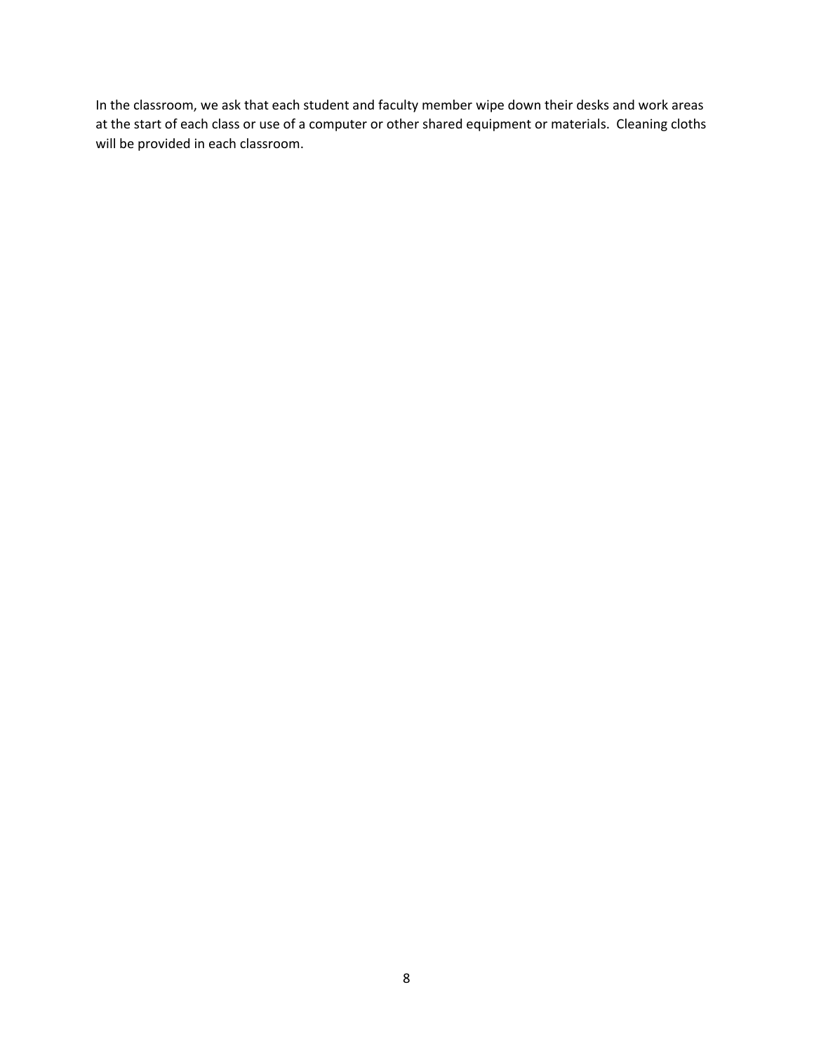In the classroom, we ask that each student and faculty member wipe down their desks and work areas at the start of each class or use of a computer or other shared equipment or materials. Cleaning cloths will be provided in each classroom.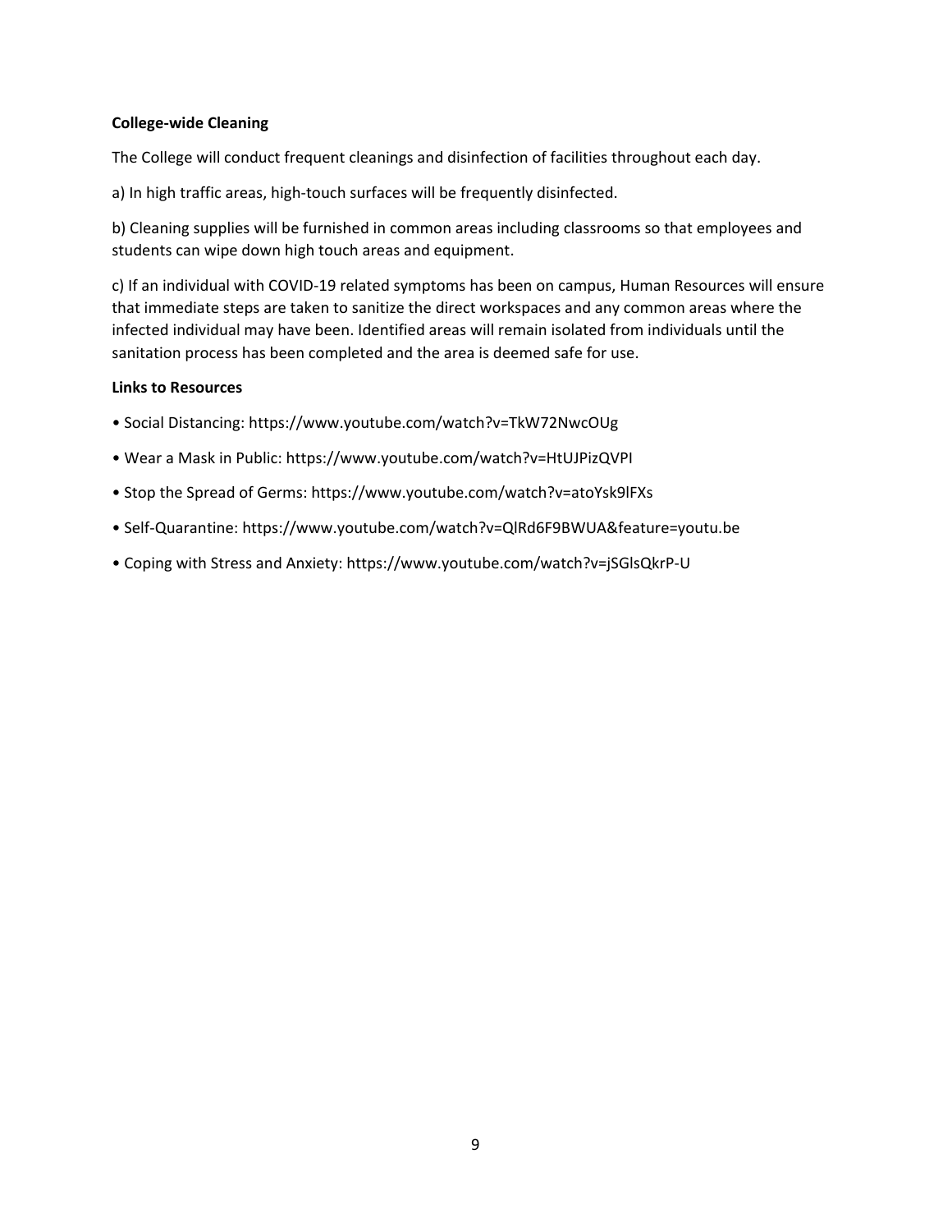**College-wide Cleaning**

The College will conduct frequent cleanings and disinfection of facilities throughout each day.

a) In high traffic areas, high-touch surfaces will be frequently disinfected.

b) Cleaning supplies will be furnished in common areas including classrooms so that employees and students can wipe down high touch areas and equipment.

c) If an individual with COVID-19 related symptoms has been on campus, Human Resources will ensure that immediate steps are taken to sanitize the direct workspaces and any common areas where the infected individual may have been. Identified areas will remain isolated from individuals until the sanitation process has been completed and the area is deemed safe for use.

**Links to Resources**

- Social Distancing: https://www.youtube.com/watch?v=TkW72NwcOUg
- Wear a Mask in Public: https://www.youtube.com/watch?v=HtUJPizQVPI
- Stop the Spread of Germs: https://www.youtube.com/watch?v=atoYsk9lFXs
- Self-Quarantine: https://www.youtube.com/watch?v=QlRd6F9BWUA&feature=youtu.be
- Coping with Stress and Anxiety: https://www.youtube.com/watch?v=jSGlsQkrP-U